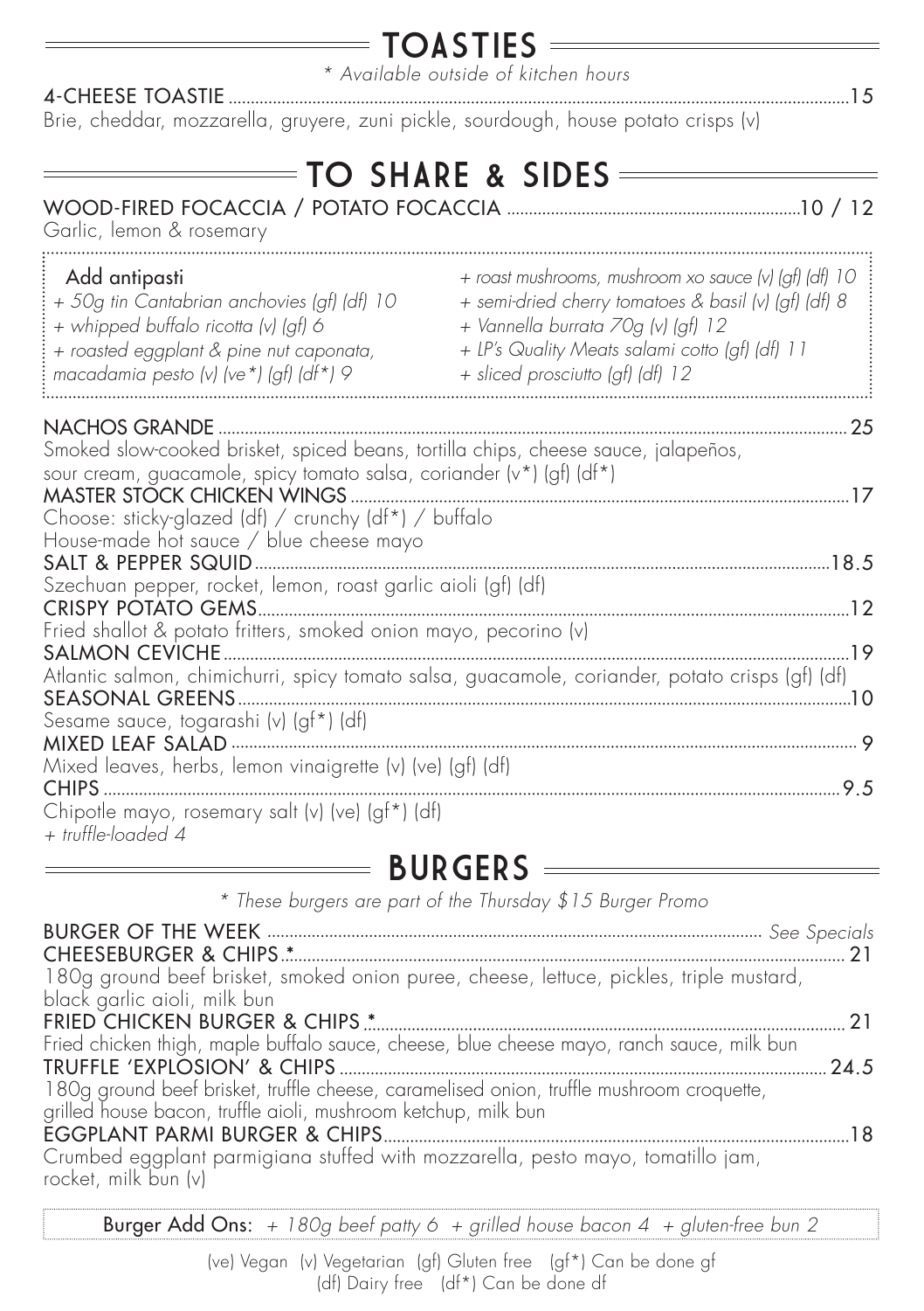## TOASTIES

*\* Available outside of kitchen hours*

**4-CHEESE TOASTIE** ... 15
Brie, cheddar, mozzarella, gruyere, zuni pickle, sourdough, house potato crisps (v)

## TO SHARE & SIDES

**WOOD-FIRED FOCACCIA / POTATO FOCACCIA** ... 10 / 12
Garlic, lemon & rosemary

**Add antipasti**
*+ 50g tin Cantabrian anchovies (gf) (df) 10*
*+ whipped buffalo ricotta (v) (gf) 6*
*+ roasted eggplant & pine nut caponata, macadamia pesto (v) (ve\*) (gf) (df\*) 9*
*+ roast mushrooms, mushroom xo sauce (v) (gf) (df) 10*
*+ semi-dried cherry tomatoes & basil (v) (gf) (df) 8*
*+ Vannella burrata 70g (v) (gf) 12*
*+ LP's Quality Meats salami cotto (gf) (df) 11*
*+ sliced prosciutto (gf) (df) 12*

**NACHOS GRANDE** ... 25
Smoked slow-cooked brisket, spiced beans, tortilla chips, cheese sauce, jalapeños, sour cream, guacamole, spicy tomato salsa, coriander (v\*) (gf) (df\*)

**MASTER STOCK CHICKEN WINGS** ... 17
Choose: sticky-glazed (df) / crunchy (df\*) / buffalo
House-made hot sauce / blue cheese mayo

**SALT & PEPPER SQUID** ... 18.5
Szechuan pepper, rocket, lemon, roast garlic aioli (gf) (df)

**CRISPY POTATO GEMS** ... 12
Fried shallot & potato fritters, smoked onion mayo, pecorino (v)

**SALMON CEVICHE** ... 19
Atlantic salmon, chimichurri, spicy tomato salsa, guacamole, coriander, potato crisps (gf) (df)

**SEASONAL GREENS** ... 10
Sesame sauce, togarashi (v) (gf\*) (df)

**MIXED LEAF SALAD** ... 9
Mixed leaves, herbs, lemon vinaigrette (v) (ve) (gf) (df)

**CHIPS** ... 9.5
Chipotle mayo, rosemary salt (v) (ve) (gf\*) (df)
*+ truffle-loaded 4*

## BURGERS

*\* These burgers are part of the Thursday $15 Burger Promo*

**BURGER OF THE WEEK** ... *See Specials*

**CHEESEBURGER & CHIPS \*** ... 21
180g ground beef brisket, smoked onion puree, cheese, lettuce, pickles, triple mustard, black garlic aioli, milk bun

**FRIED CHICKEN BURGER & CHIPS \*** ... 21
Fried chicken thigh, maple buffalo sauce, cheese, blue cheese mayo, ranch sauce, milk bun

**TRUFFLE 'EXPLOSION' & CHIPS** ... 24.5
180g ground beef brisket, truffle cheese, caramelised onion, truffle mushroom croquette, grilled house bacon, truffle aioli, mushroom ketchup, milk bun

**EGGPLANT PARMI BURGER & CHIPS** ... 18
Crumbed eggplant parmigiana stuffed with mozzarella, pesto mayo, tomatillo jam, rocket, milk bun (v)

**Burger Add Ons:** *+ 180g beef patty 6 + grilled house bacon 4 + gluten-free bun 2*

(ve) Vegan (v) Vegetarian (gf) Gluten free (gf\*) Can be done gf
(df) Dairy free (df\*) Can be done df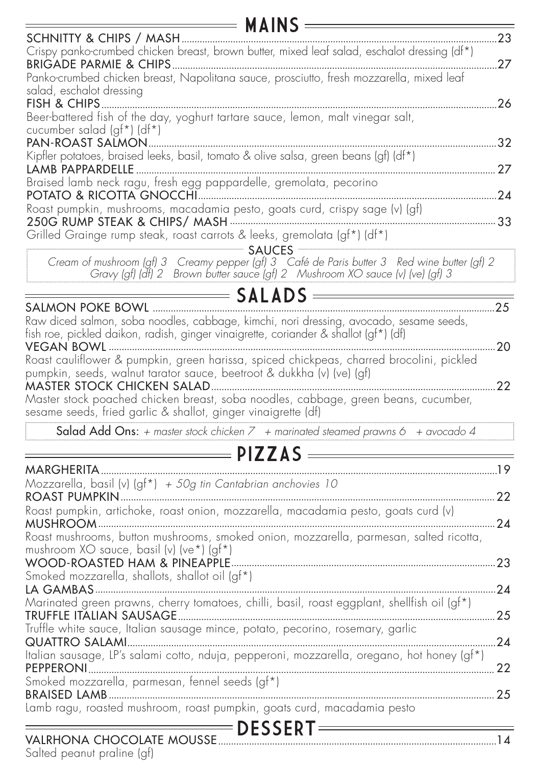## MAINS

**SCHNITTY & CHIPS / MASH** ... 23
Crispy panko-crumbed chicken breast, brown butter, mixed leaf salad, eschalot dressing (df*)

**BRIGADE PARMIE & CHIPS** ... 27
Panko-crumbed chicken breast, Napolitana sauce, prosciutto, fresh mozzarella, mixed leaf salad, eschalot dressing

**FISH & CHIPS** ... 26
Beer-battered fish of the day, yoghurt tartare sauce, lemon, malt vinegar salt, cucumber salad (gf*) (df*)

**PAN-ROAST SALMON** ... 32
Kipfler potatoes, braised leeks, basil, tomato & olive salsa, green beans (gf) (df*)

**LAMB PAPPARDELLE** ... 27
Braised lamb neck ragu, fresh egg pappardelle, gremolata, pecorino

**POTATO & RICOTTA GNOCCHI** ... 24
Roast pumpkin, mushrooms, macadamia pesto, goats curd, crispy sage (v) (gf)

**250G RUMP STEAK & CHIPS/ MASH** ... 33
Grilled Grainge rump steak, roast carrots & leeks, gremolata (gf*) (df*)

**SAUCES**
*Cream of mushroom (gf) 3   Creamy pepper (gf) 3   Café de Paris butter 3   Red wine butter (gf) 2*
*Gravy (gf) (df) 2   Brown butter sauce (gf) 2   Mushroom XO sauce (v) (ve) (gf) 3*

## SALADS

**SALMON POKE BOWL** ... 25
Raw diced salmon, soba noodles, cabbage, kimchi, nori dressing, avocado, sesame seeds, fish roe, pickled daikon, radish, ginger vinaigrette, coriander & shallot (gf*) (df)

**VEGAN BOWL** ... 20
Roast cauliflower & pumpkin, green harissa, spiced chickpeas, charred brocolini, pickled pumpkin, seeds, walnut tarator sauce, beetroot & dukkha (v) (ve) (gf)

**MASTER STOCK CHICKEN SALAD** ... 22
Master stock poached chicken breast, soba noodles, cabbage, green beans, cucumber, sesame seeds, fried garlic & shallot, ginger vinaigrette (df)

**Salad Add Ons:** *+ master stock chicken 7   + marinated steamed prawns 6   + avocado 4*

## PIZZAS

**MARGHERITA** ... 19
Mozzarella, basil (v) (gf*) *+ 50g tin Cantabrian anchovies 10*

**ROAST PUMPKIN** ... 22
Roast pumpkin, artichoke, roast onion, mozzarella, macadamia pesto, goats curd (v)

**MUSHROOM** ... 24
Roast mushrooms, button mushrooms, smoked onion, mozzarella, parmesan, salted ricotta, mushroom XO sauce, basil (v) (ve*) (gf*)

**WOOD-ROASTED HAM & PINEAPPLE** ... 23
Smoked mozzarella, shallots, shallot oil (gf*)

**LA GAMBAS** ... 24
Marinated green prawns, cherry tomatoes, chilli, basil, roast eggplant, shellfish oil (gf*)

**TRUFFLE ITALIAN SAUSAGE** ... 25
Truffle white sauce, Italian sausage mince, potato, pecorino, rosemary, garlic

**QUATTRO SALAMI** ... 24
Italian sausage, LP's salami cotto, nduja, pepperoni, mozzarella, oregano, hot honey (gf*)

**PEPPERONI** ... 22
Smoked mozzarella, parmesan, fennel seeds (gf*)

**BRAISED LAMB** ... 25
Lamb ragu, roasted mushroom, roast pumpkin, goats curd, macadamia pesto

## DESSERT

**VALRHONA CHOCOLATE MOUSSE** ... 14
Salted peanut praline (gf)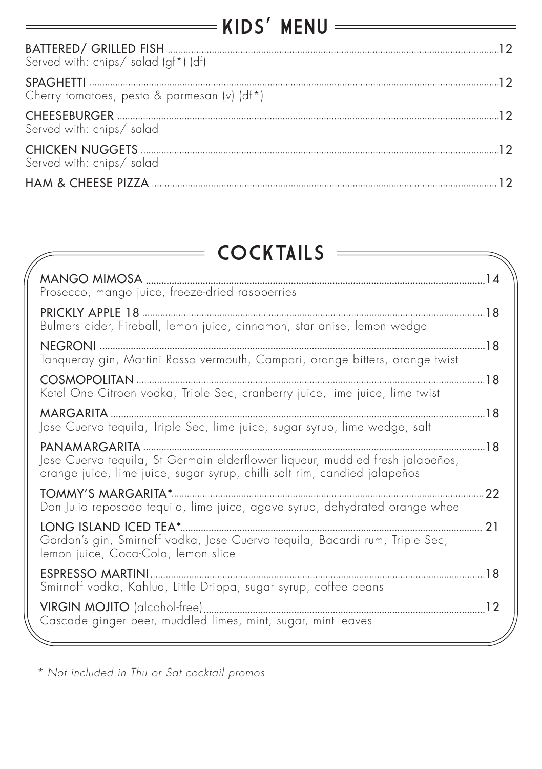## KIDS' MENU

**BATTERED/ GRILLED FISH** ........ 12
Served with: chips/ salad (gf*) (df)

**SPAGHETTI** ........ 12
Cherry tomatoes, pesto & parmesan (v) (df*)

**CHEESEBURGER** ........ 12
Served with: chips/ salad

**CHICKEN NUGGETS** ........ 12
Served with: chips/ salad

**HAM & CHEESE PIZZA** ........ 12

## COCKTAILS

**MANGO MIMOSA** ........ 14
Prosecco, mango juice, freeze-dried raspberries

**PRICKLY APPLE 18** ........ 18
Bulmers cider, Fireball, lemon juice, cinnamon, star anise, lemon wedge

**NEGRONI** ........ 18
Tanqueray gin, Martini Rosso vermouth, Campari, orange bitters, orange twist

**COSMOPOLITAN** ........ 18
Ketel One Citroen vodka, Triple Sec, cranberry juice, lime juice, lime twist

**MARGARITA** ........ 18
Jose Cuervo tequila, Triple Sec, lime juice, sugar syrup, lime wedge, salt

**PANAMARGARITA** ........ 18
Jose Cuervo tequila, St Germain elderflower liqueur, muddled fresh jalapeños, orange juice, lime juice, sugar syrup, chilli salt rim, candied jalapeños

**TOMMY'S MARGARITA*** ........ 22
Don Julio reposado tequila, lime juice, agave syrup, dehydrated orange wheel

**LONG ISLAND ICED TEA*** ........ 21
Gordon's gin, Smirnoff vodka, Jose Cuervo tequila, Bacardi rum, Triple Sec, lemon juice, Coca-Cola, lemon slice

**ESPRESSO MARTINI** ........ 18
Smirnoff vodka, Kahlua, Little Drippa, sugar syrup, coffee beans

**VIRGIN MOJITO** (alcohol-free) ........ 12
Cascade ginger beer, muddled limes, mint, sugar, mint leaves

*\* Not included in Thu or Sat cocktail promos*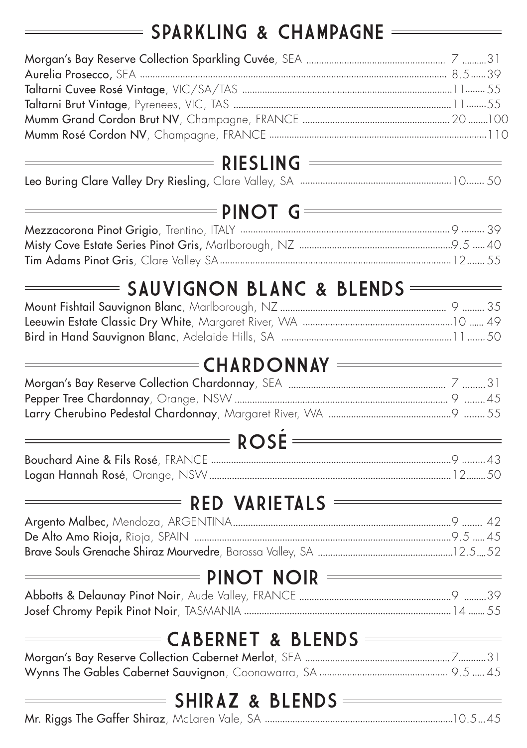## SPARKLING & CHAMPAGNE

**Morgan's Bay Reserve Collection Sparkling Cuvée**, SEA .......... 7 .......... 31
**Aurelia Prosecco,** SEA .......... 8.5 .......... 39
**Taltarni Cuvee Rosé Vintage**, VIC/SA/TAS .......... 11 .......... 55
**Taltarni Brut Vintage**, Pyrenees, VIC, TAS .......... 11 .......... 55
**Mumm Grand Cordon Brut NV**, Champagne, FRANCE .......... 20 .......... 100
**Mumm Rosé Cordon NV**, Champagne, FRANCE .......... 110

## RIESLING

**Leo Buring Clare Valley Dry Riesling,** Clare Valley, SA .......... 10 .......... 50

## PINOT G

**Mezzacorona Pinot Grigio**, Trentino, ITALY .......... 9 .......... 39
**Misty Cove Estate Series Pinot Gris,** Marlborough, NZ .......... 9.5 .......... 40
**Tim Adams Pinot Gris**, Clare Valley SA .......... 12 .......... 55

## SAUVIGNON BLANC & BLENDS

**Mount Fishtail Sauvignon Blanc**, Marlborough, NZ .......... 9 .......... 35
**Leeuwin Estate Classic Dry White**, Margaret River, WA .......... 10 .......... 49
**Bird in Hand Sauvignon Blanc**, Adelaide Hills, SA .......... 11 .......... 50

## CHARDONNAY

**Morgan's Bay Reserve Collection Chardonnay**, SEA .......... 7 .......... 31
**Pepper Tree Chardonnay**, Orange, NSW .......... 9 .......... 45
**Larry Cherubino Pedestal Chardonnay**, Margaret River, WA .......... 9 .......... 55

## ROSÉ

**Bouchard Aine & Fils Rosé**, FRANCE .......... 9 .......... 43
**Logan Hannah Rosé**, Orange, NSW .......... 12 .......... 50

## RED VARIETALS

**Argento Malbec,** Mendoza, ARGENTINA .......... 9 .......... 42
**De Alto Amo Rioja,** Rioja, SPAIN .......... 9.5 .......... 45
**Brave Souls Grenache Shiraz Mourvedre**, Barossa Valley, SA .......... 12.5 .......... 52

## PINOT NOIR

**Abbotts & Delaunay Pinot Noir**, Aude Valley, FRANCE .......... 9 .......... 39
**Josef Chromy Pepik Pinot Noir**, TASMANIA .......... 14 .......... 55

## CABERNET & BLENDS

**Morgan's Bay Reserve Collection Cabernet Merlot**, SEA .......... 7 .......... 31
**Wynns The Gables Cabernet Sauvignon**, Coonawarra, SA .......... 9.5 .......... 45

## SHIRAZ & BLENDS

**Mr. Riggs The Gaffer Shiraz**, McLaren Vale, SA .......... 10.5 .......... 45